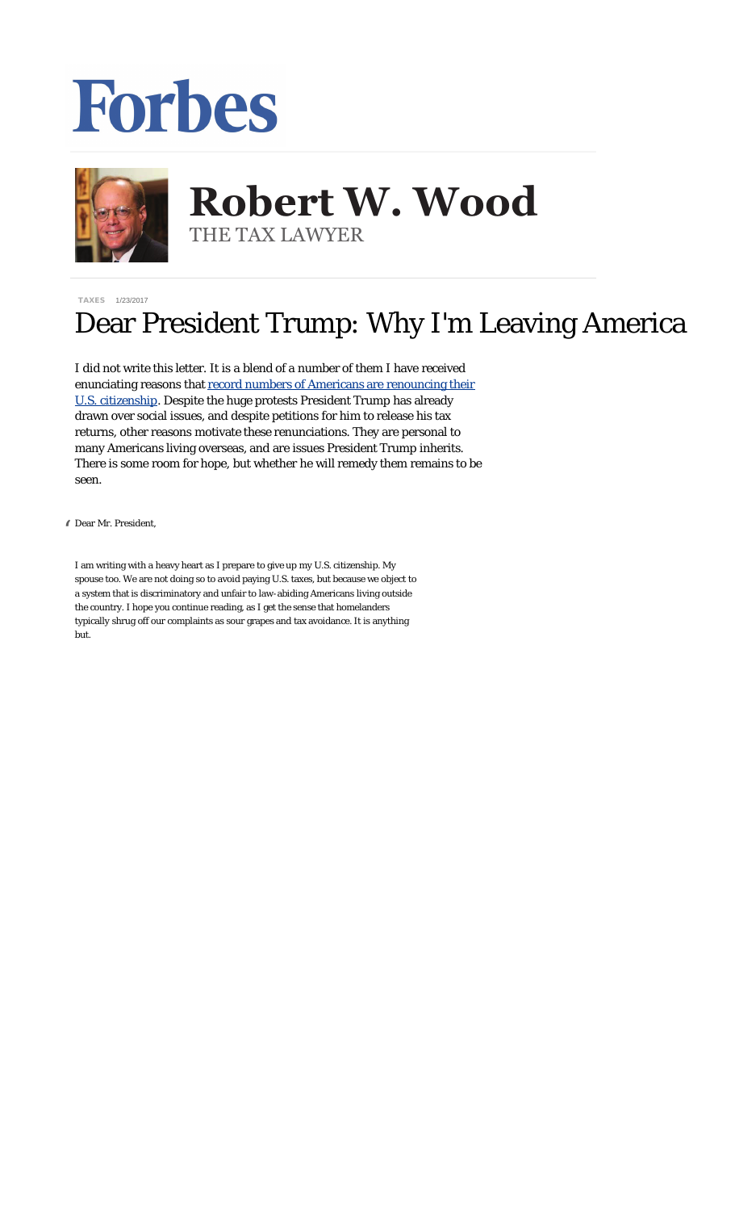Forbes

**Robert W. Wood**
THE TAX LAWYER

TAXES 1/23/2017

# Dear President Trump: Why I'm Leaving America

I did not write this letter. It is a blend of a number of them I have received enunciating reasons that [record numbers of Americans are renouncing their U.S. citizenship](). Despite the huge protests President Trump has already drawn over social issues, and despite petitions for him to release his tax returns, other reasons motivate these renunciations. They are personal to many Americans living overseas, and are issues President Trump inherits. There is some room for hope, but whether he will remedy them remains to be seen.

Dear Mr. President,

I am writing with a heavy heart as I prepare to give up my U.S. citizenship. My spouse too. We are not doing so to avoid paying U.S. taxes, but because we object to a system that is discriminatory and unfair to law-abiding Americans living outside the country. I hope you continue reading, as I get the sense that homelanders typically shrug off our complaints as sour grapes and tax avoidance. It is anything but.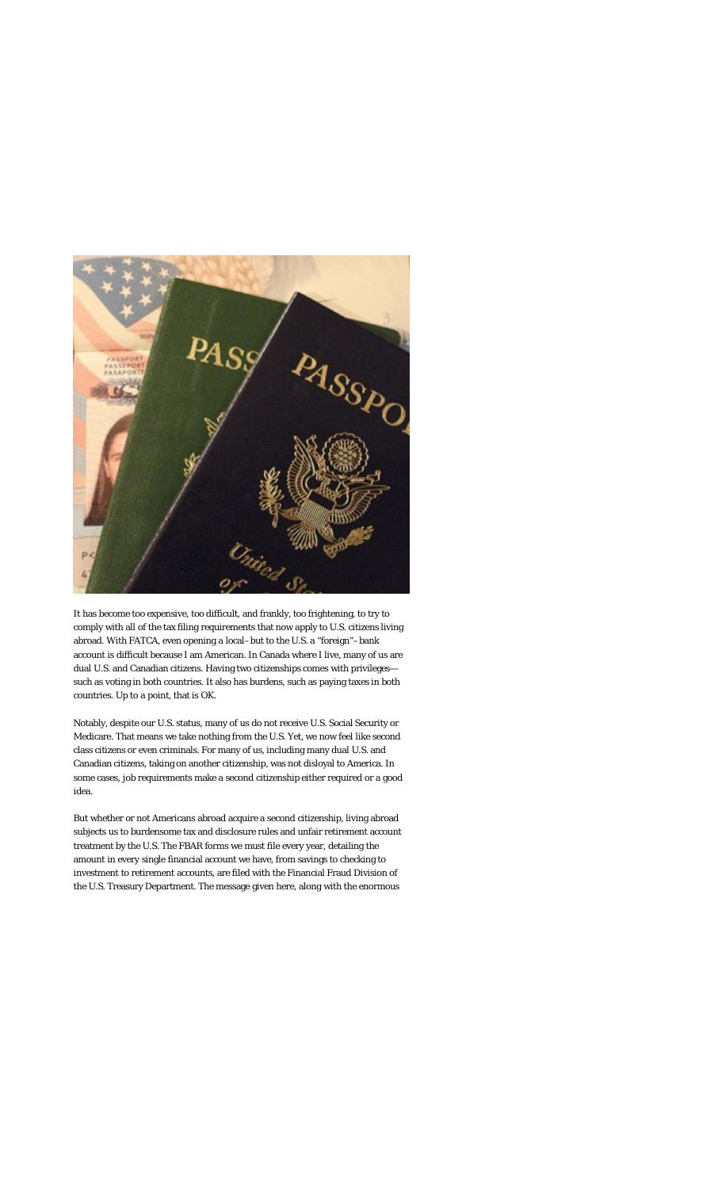It has become too expensive, too difficult, and frankly, too frightening, to try to comply with all of the tax filing requirements that now apply to U.S. citizens living abroad. With FATCA, even opening a local–but to the U.S. a "foreign"–bank account is difficult because I am American. In Canada where I live, many of us are dual U.S. and Canadian citizens. Having two citizenships comes with privileges—such as voting in both countries. It also has burdens, such as paying taxes in both countries. Up to a point, that is OK.

Notably, despite our U.S. status, many of us do not receive U.S. Social Security or Medicare. That means we take nothing from the U.S. Yet, we now feel like second class citizens or even criminals. For many of us, including many dual U.S. and Canadian citizens, taking on another citizenship, was not disloyal to America. In some cases, job requirements make a second citizenship either required or a good idea.

But whether or not Americans abroad acquire a second citizenship, living abroad subjects us to burdensome tax and disclosure rules and unfair retirement account treatment by the U.S. The FBAR forms we must file every year, detailing the amount in every single financial account we have, from savings to checking to investment to retirement accounts, are filed with the Financial Fraud Division of the U.S. Treasury Department. The message given here, along with the enormous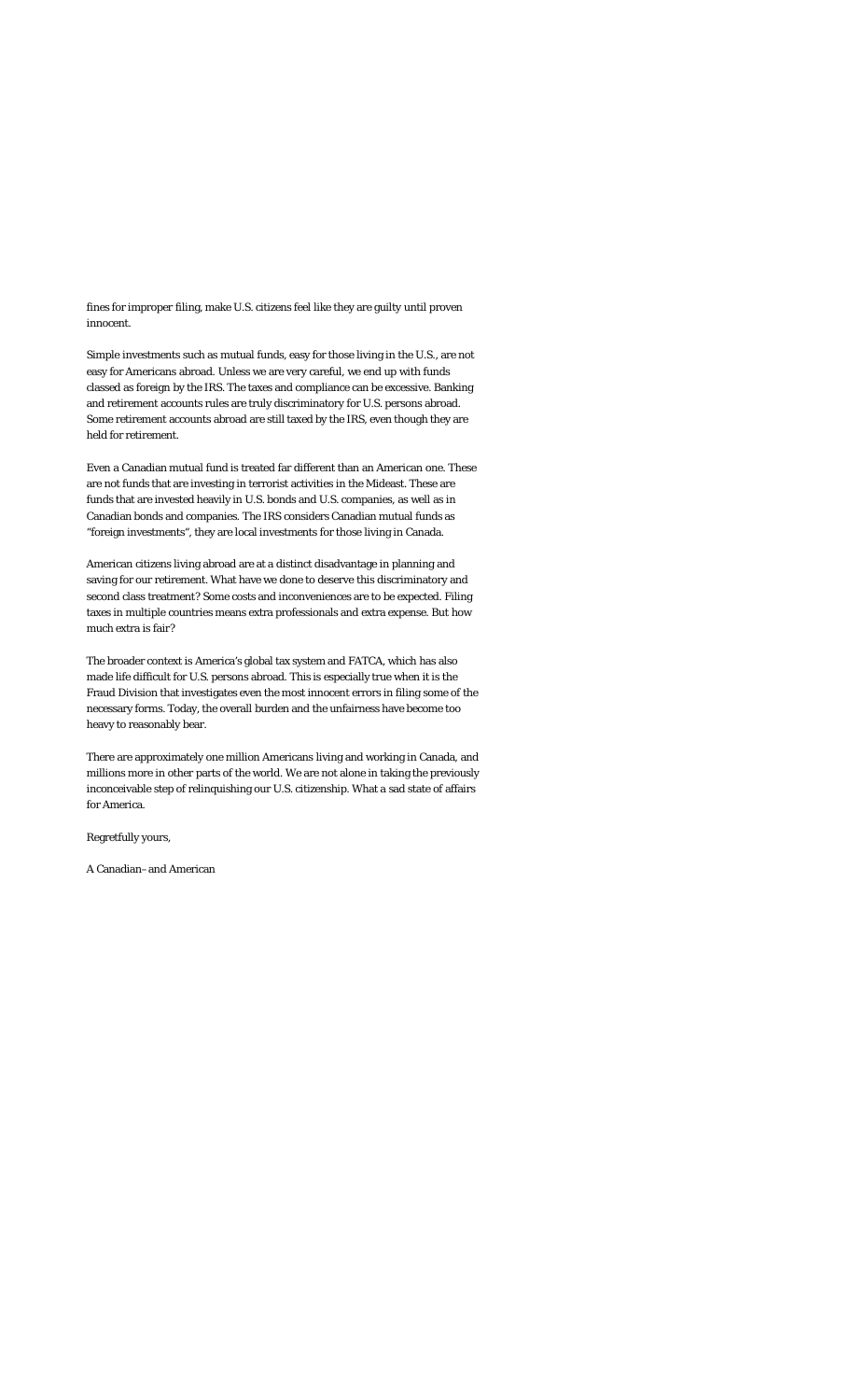fines for improper filing, make U.S. citizens feel like they are guilty until proven innocent.

Simple investments such as mutual funds, easy for those living in the U.S., are not easy for Americans abroad. Unless we are very careful, we end up with funds classed as foreign by the IRS. The taxes and compliance can be excessive. Banking and retirement accounts rules are truly discriminatory for U.S. persons abroad. Some retirement accounts abroad are still taxed by the IRS, even though they are held for retirement.

Even a Canadian mutual fund is treated far different than an American one. These are not funds that are investing in terrorist activities in the Mideast. These are funds that are invested heavily in U.S. bonds and U.S. companies, as well as in Canadian bonds and companies. The IRS considers Canadian mutual funds as "foreign investments", they are local investments for those living in Canada.

American citizens living abroad are at a distinct disadvantage in planning and saving for our retirement. What have we done to deserve this discriminatory and second class treatment? Some costs and inconveniences are to be expected. Filing taxes in multiple countries means extra professionals and extra expense. But how much extra is fair?

The broader context is America's global tax system and FATCA, which has also made life difficult for U.S. persons abroad. This is especially true when it is the Fraud Division that investigates even the most innocent errors in filing some of the necessary forms. Today, the overall burden and the unfairness have become too heavy to reasonably bear.

There are approximately one million Americans living and working in Canada, and millions more in other parts of the world. We are not alone in taking the previously inconceivable step of relinquishing our U.S. citizenship. What a sad state of affairs for America.

Regretfully yours,

A Canadian–and American